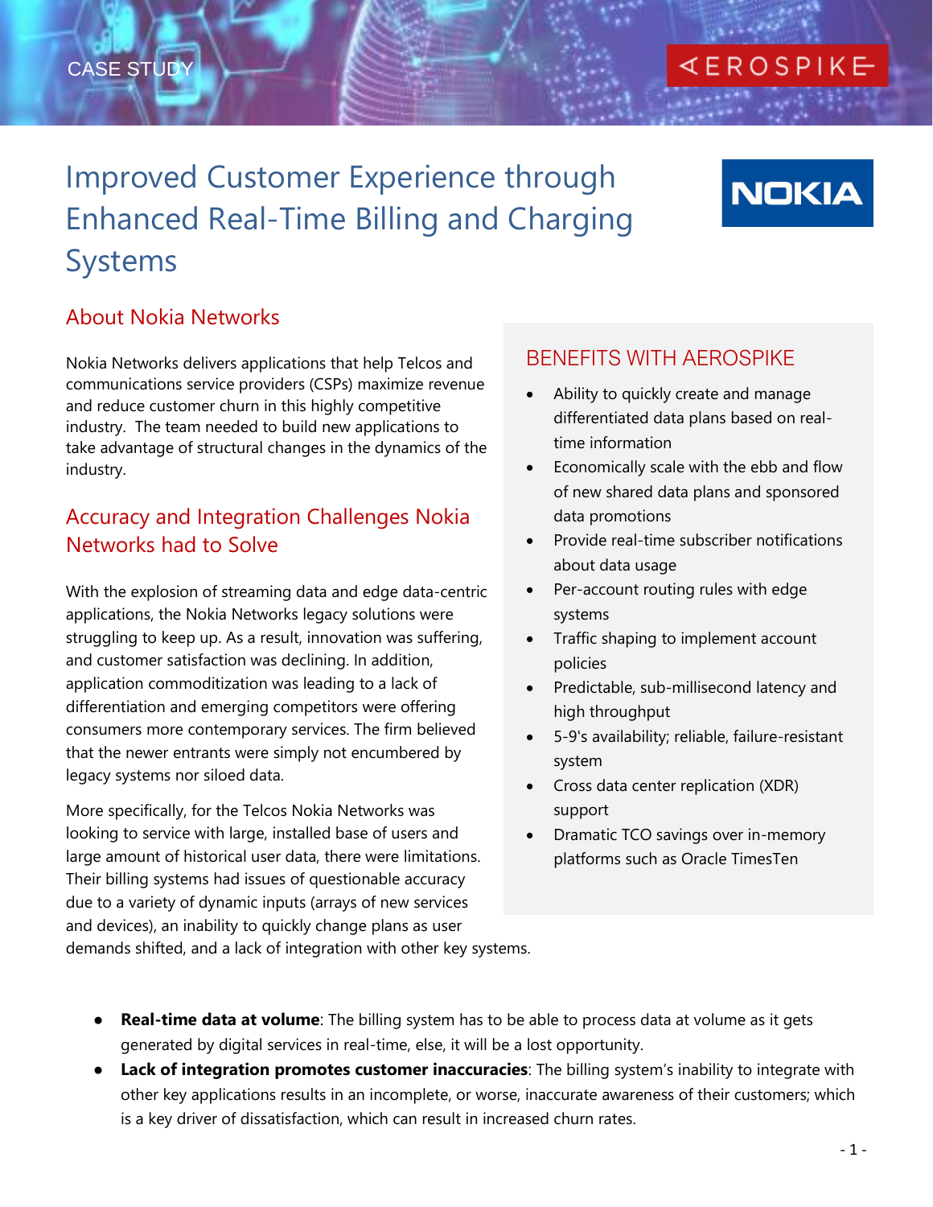CASE STUDY

# Improved Customer Experience through Enhanced Real-Time Billing and Charging Systems

## About Nokia Networks

Nokia Networks delivers applications that help Telcos and communications service providers (CSPs) maximize revenue and reduce customer churn in this highly competitive industry. The team needed to build new applications to take advantage of structural changes in the dynamics of the industry.

## Accuracy and Integration Challenges Nokia Networks had to Solve

With the explosion of streaming data and edge data-centric applications, the Nokia Networks legacy solutions were struggling to keep up. As a result, innovation was suffering, and customer satisfaction was declining. In addition, application commoditization was leading to a lack of differentiation and emerging competitors were offering consumers more contemporary services. The firm believed that the newer entrants were simply not encumbered by legacy systems nor siloed data.

More specifically, for the Telcos Nokia Networks was looking to service with large, installed base of users and large amount of historical user data, there were limitations. Their billing systems had issues of questionable accuracy due to a variety of dynamic inputs (arrays of new services and devices), an inability to quickly change plans as user demands shifted, and a lack of integration with other key systems.

## BENEFITS WITH AEROSPIKE

- Ability to quickly create and manage differentiated data plans based on real-time information
- Economically scale with the ebb and flow of new shared data plans and sponsored data promotions
- Provide real-time subscriber notifications about data usage
- Per-account routing rules with edge systems
- Traffic shaping to implement account policies
- Predictable, sub-millisecond latency and high throughput
- 5-9's availability; reliable, failure-resistant system
- Cross data center replication (XDR) support
- Dramatic TCO savings over in-memory platforms such as Oracle TimesTen

- **Real-time data at volume**: The billing system has to be able to process data at volume as it gets generated by digital services in real-time, else, it will be a lost opportunity.
- **Lack of integration promotes customer inaccuracies**: The billing system's inability to integrate with other key applications results in an incomplete, or worse, inaccurate awareness of their customers; which is a key driver of dissatisfaction, which can result in increased churn rates.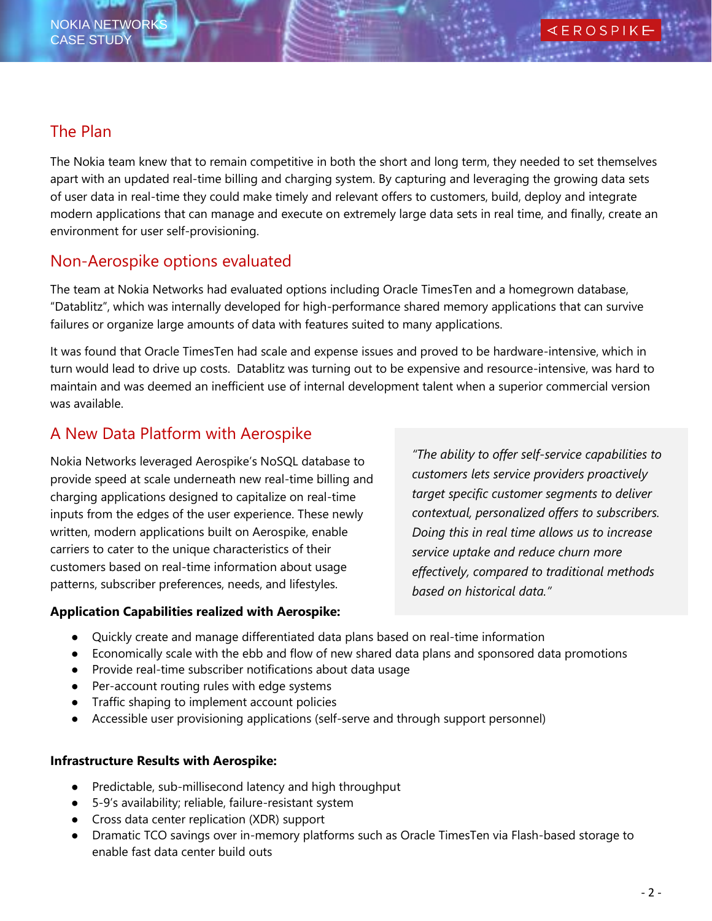## The Plan

The Nokia team knew that to remain competitive in both the short and long term, they needed to set themselves apart with an updated real-time billing and charging system. By capturing and leveraging the growing data sets of user data in real-time they could make timely and relevant offers to customers, build, deploy and integrate modern applications that can manage and execute on extremely large data sets in real time, and finally, create an environment for user self-provisioning.

## Non-Aerospike options evaluated

The team at Nokia Networks had evaluated options including Oracle TimesTen and a homegrown database, "Datablitz", which was internally developed for high-performance shared memory applications that can survive failures or organize large amounts of data with features suited to many applications.

It was found that Oracle TimesTen had scale and expense issues and proved to be hardware-intensive, which in turn would lead to drive up costs. Datablitz was turning out to be expensive and resource-intensive, was hard to maintain and was deemed an inefficient use of internal development talent when a superior commercial version was available.

## A New Data Platform with Aerospike

Nokia Networks leveraged Aerospike's NoSQL database to provide speed at scale underneath new real-time billing and charging applications designed to capitalize on real-time inputs from the edges of the user experience. These newly written, modern applications built on Aerospike, enable carriers to cater to the unique characteristics of their customers based on real-time information about usage patterns, subscriber preferences, needs, and lifestyles.

> *"The ability to offer self-service capabilities to customers lets service providers proactively target specific customer segments to deliver contextual, personalized offers to subscribers. Doing this in real time allows us to increase service uptake and reduce churn more effectively, compared to traditional methods based on historical data."*

**Application Capabilities realized with Aerospike:**

- Quickly create and manage differentiated data plans based on real-time information
- Economically scale with the ebb and flow of new shared data plans and sponsored data promotions
- Provide real-time subscriber notifications about data usage
- Per-account routing rules with edge systems
- Traffic shaping to implement account policies
- Accessible user provisioning applications (self-serve and through support personnel)

**Infrastructure Results with Aerospike:**

- Predictable, sub-millisecond latency and high throughput
- 5-9's availability; reliable, failure-resistant system
- Cross data center replication (XDR) support
- Dramatic TCO savings over in-memory platforms such as Oracle TimesTen via Flash-based storage to enable fast data center build outs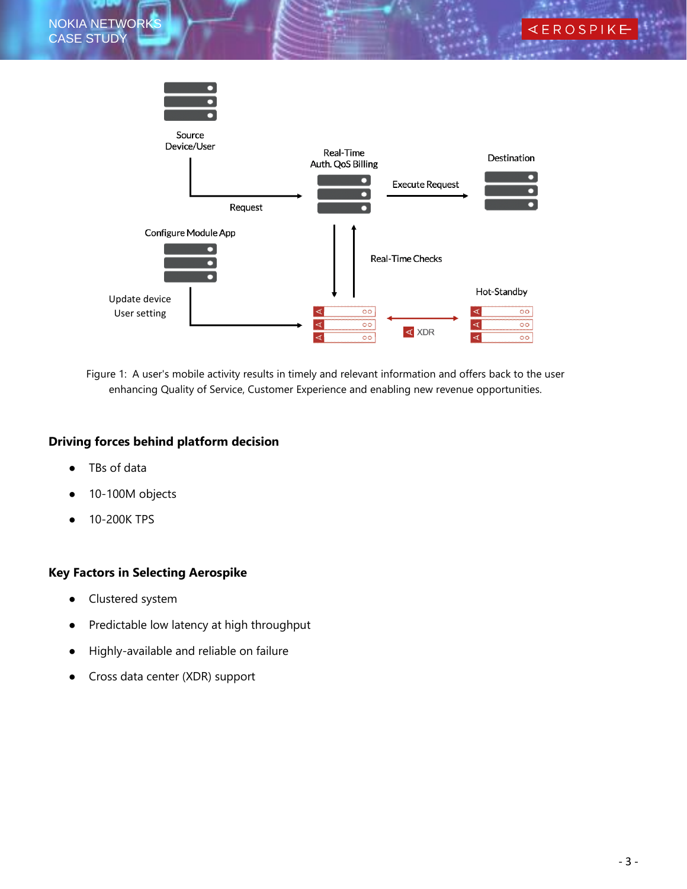Figure 1: A user's mobile activity results in timely and relevant information and offers back to the user enhancing Quality of Service, Customer Experience and enabling new revenue opportunities.

## Driving forces behind platform decision

- TBs of data
- 10-100M objects
- 10-200K TPS

## Key Factors in Selecting Aerospike

- Clustered system
- Predictable low latency at high throughput
- Highly-available and reliable on failure
- Cross data center (XDR) support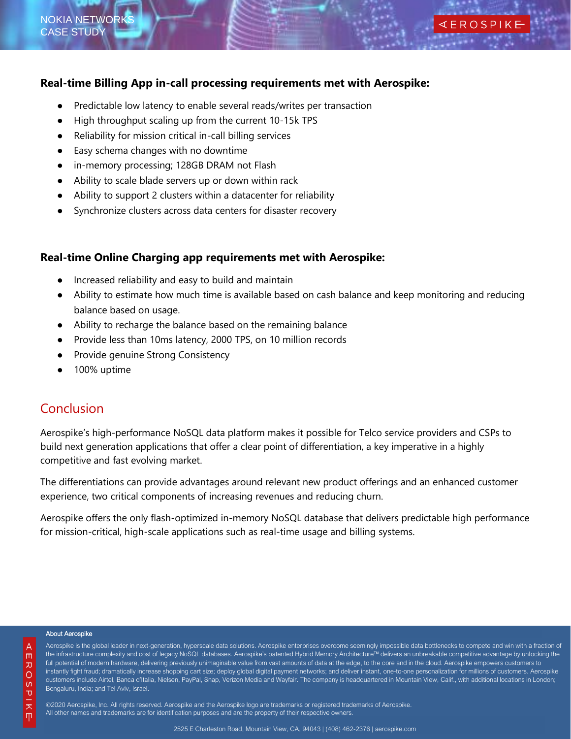### Real-time Billing App in-call processing requirements met with Aerospike:

- Predictable low latency to enable several reads/writes per transaction
- High throughput scaling up from the current 10-15k TPS
- Reliability for mission critical in-call billing services
- Easy schema changes with no downtime
- in-memory processing; 128GB DRAM not Flash
- Ability to scale blade servers up or down within rack
- Ability to support 2 clusters within a datacenter for reliability
- Synchronize clusters across data centers for disaster recovery

### Real-time Online Charging app requirements met with Aerospike:

- Increased reliability and easy to build and maintain
- Ability to estimate how much time is available based on cash balance and keep monitoring and reducing balance based on usage.
- Ability to recharge the balance based on the remaining balance
- Provide less than 10ms latency, 2000 TPS, on 10 million records
- Provide genuine Strong Consistency
- 100% uptime

## Conclusion

Aerospike's high-performance NoSQL data platform makes it possible for Telco service providers and CSPs to build next generation applications that offer a clear point of differentiation, a key imperative in a highly competitive and fast evolving market.

The differentiations can provide advantages around relevant new product offerings and an enhanced customer experience, two critical components of increasing revenues and reducing churn.

Aerospike offers the only flash-optimized in-memory NoSQL database that delivers predictable high performance for mission-critical, high-scale applications such as real-time usage and billing systems.

**About Aerospike**

Aerospike is the global leader in next-generation, hyperscale data solutions. Aerospike enterprises overcome seemingly impossible data bottlenecks to compete and win with a fraction of the infrastructure complexity and cost of legacy NoSQL databases. Aerospike's patented Hybrid Memory Architecture™ delivers an unbreakable competitive advantage by unlocking the full potential of modern hardware, delivering previously unimaginable value from vast amounts of data at the edge, to the core and in the cloud. Aerospike empowers customers to instantly fight fraud; dramatically increase shopping cart size; deploy global digital payment networks; and deliver instant, one-to-one personalization for millions of customers. Aerospike customers include Airtel, Banca d'Italia, Nielsen, PayPal, Snap, Verizon Media and Wayfair. The company is headquartered in Mountain View, Calif., with additional locations in London; Bengaluru, India; and Tel Aviv, Israel.

©2020 Aerospike, Inc. All rights reserved. Aerospike and the Aerospike logo are trademarks or registered trademarks of Aerospike. All other names and trademarks are for identification purposes and are the property of their respective owners.

2525 E Charleston Road, Mountain View, CA, 94043 | (408) 462-2376 | aerospike.com